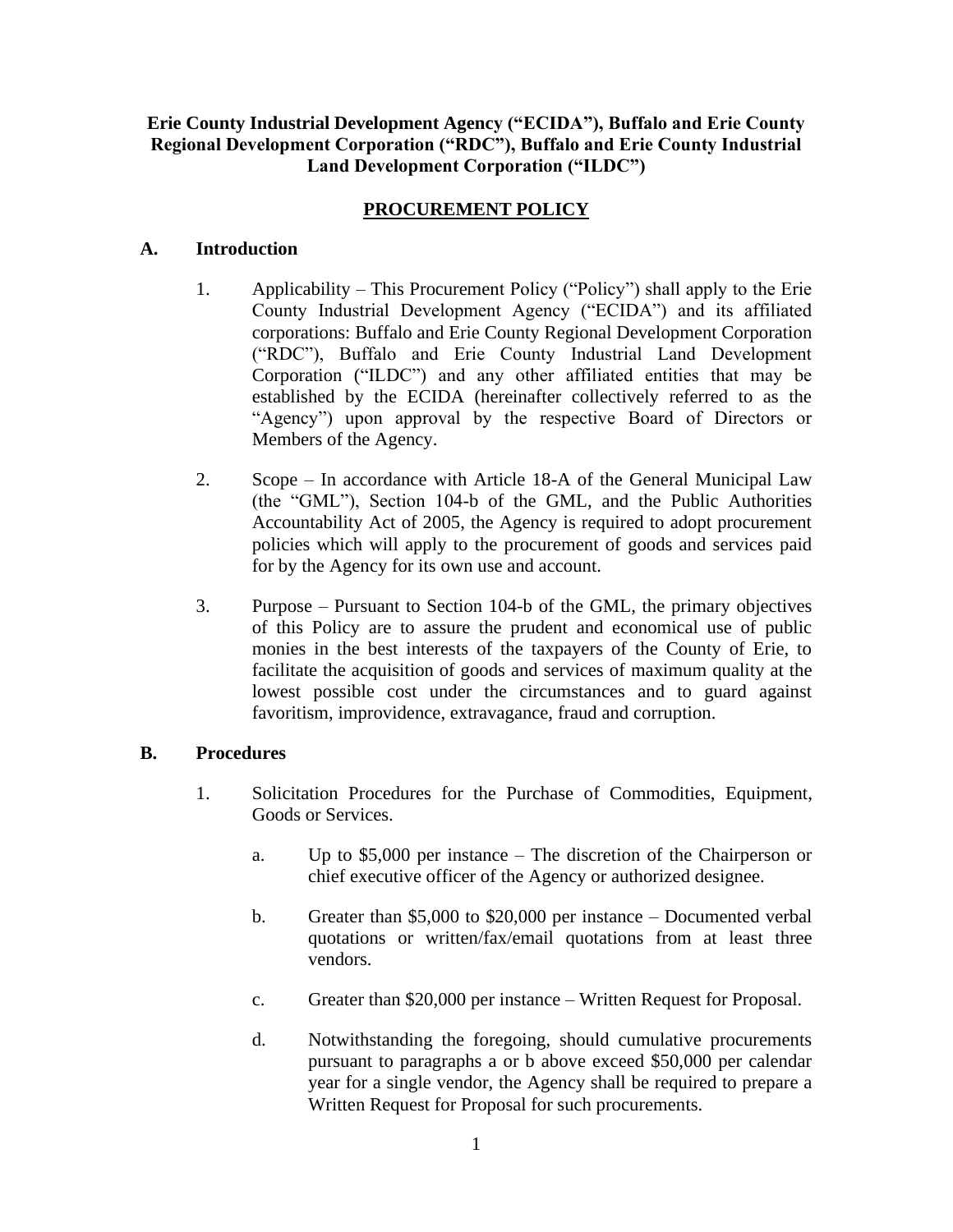**Erie County Industrial Development Agency ("ECIDA"), Buffalo and Erie County Regional Development Corporation ("RDC"), Buffalo and Erie County Industrial Land Development Corporation ("ILDC")**

# PROCUREMENT POLICY

## A. Introduction

1. Applicability – This Procurement Policy ("Policy") shall apply to the Erie County Industrial Development Agency ("ECIDA") and its affiliated corporations: Buffalo and Erie County Regional Development Corporation ("RDC"), Buffalo and Erie County Industrial Land Development Corporation ("ILDC") and any other affiliated entities that may be established by the ECIDA (hereinafter collectively referred to as the "Agency") upon approval by the respective Board of Directors or Members of the Agency.

2. Scope – In accordance with Article 18-A of the General Municipal Law (the "GML"), Section 104-b of the GML, and the Public Authorities Accountability Act of 2005, the Agency is required to adopt procurement policies which will apply to the procurement of goods and services paid for by the Agency for its own use and account.

3. Purpose – Pursuant to Section 104-b of the GML, the primary objectives of this Policy are to assure the prudent and economical use of public monies in the best interests of the taxpayers of the County of Erie, to facilitate the acquisition of goods and services of maximum quality at the lowest possible cost under the circumstances and to guard against favoritism, improvidence, extravagance, fraud and corruption.

## B. Procedures

1. Solicitation Procedures for the Purchase of Commodities, Equipment, Goods or Services.

   a. Up to $5,000 per instance – The discretion of the Chairperson or chief executive officer of the Agency or authorized designee.

   b. Greater than $5,000 to $20,000 per instance – Documented verbal quotations or written/fax/email quotations from at least three vendors.

   c. Greater than $20,000 per instance – Written Request for Proposal.

   d. Notwithstanding the foregoing, should cumulative procurements pursuant to paragraphs a or b above exceed $50,000 per calendar year for a single vendor, the Agency shall be required to prepare a Written Request for Proposal for such procurements.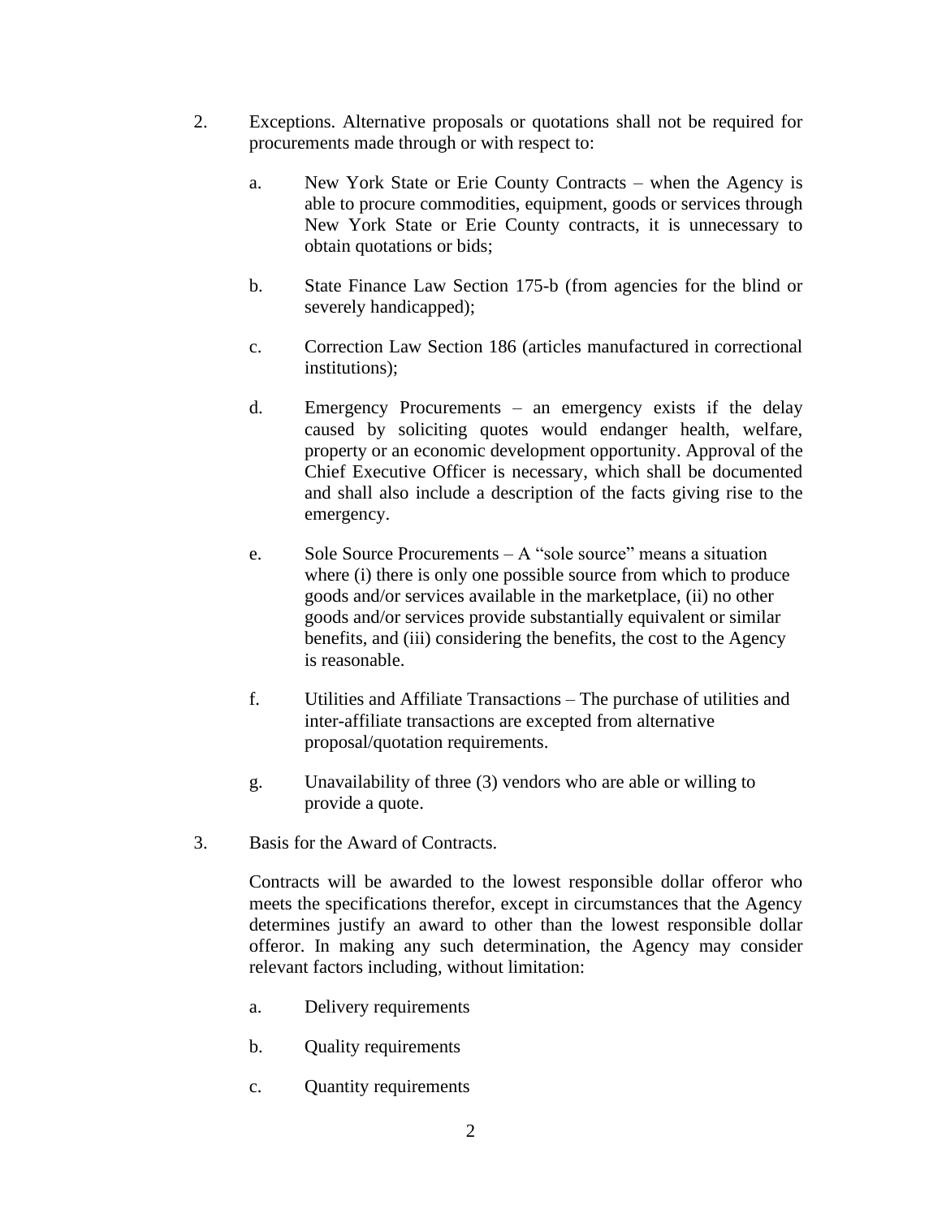2. Exceptions. Alternative proposals or quotations shall not be required for procurements made through or with respect to:

    a. New York State or Erie County Contracts – when the Agency is able to procure commodities, equipment, goods or services through New York State or Erie County contracts, it is unnecessary to obtain quotations or bids;

    b. State Finance Law Section 175-b (from agencies for the blind or severely handicapped);

    c. Correction Law Section 186 (articles manufactured in correctional institutions);

    d. Emergency Procurements – an emergency exists if the delay caused by soliciting quotes would endanger health, welfare, property or an economic development opportunity. Approval of the Chief Executive Officer is necessary, which shall be documented and shall also include a description of the facts giving rise to the emergency.

    e. Sole Source Procurements – A "sole source" means a situation where (i) there is only one possible source from which to produce goods and/or services available in the marketplace, (ii) no other goods and/or services provide substantially equivalent or similar benefits, and (iii) considering the benefits, the cost to the Agency is reasonable.

    f. Utilities and Affiliate Transactions – The purchase of utilities and inter-affiliate transactions are excepted from alternative proposal/quotation requirements.

    g. Unavailability of three (3) vendors who are able or willing to provide a quote.

3. Basis for the Award of Contracts.

    Contracts will be awarded to the lowest responsible dollar offeror who meets the specifications therefor, except in circumstances that the Agency determines justify an award to other than the lowest responsible dollar offeror. In making any such determination, the Agency may consider relevant factors including, without limitation:

    a. Delivery requirements

    b. Quality requirements

    c. Quantity requirements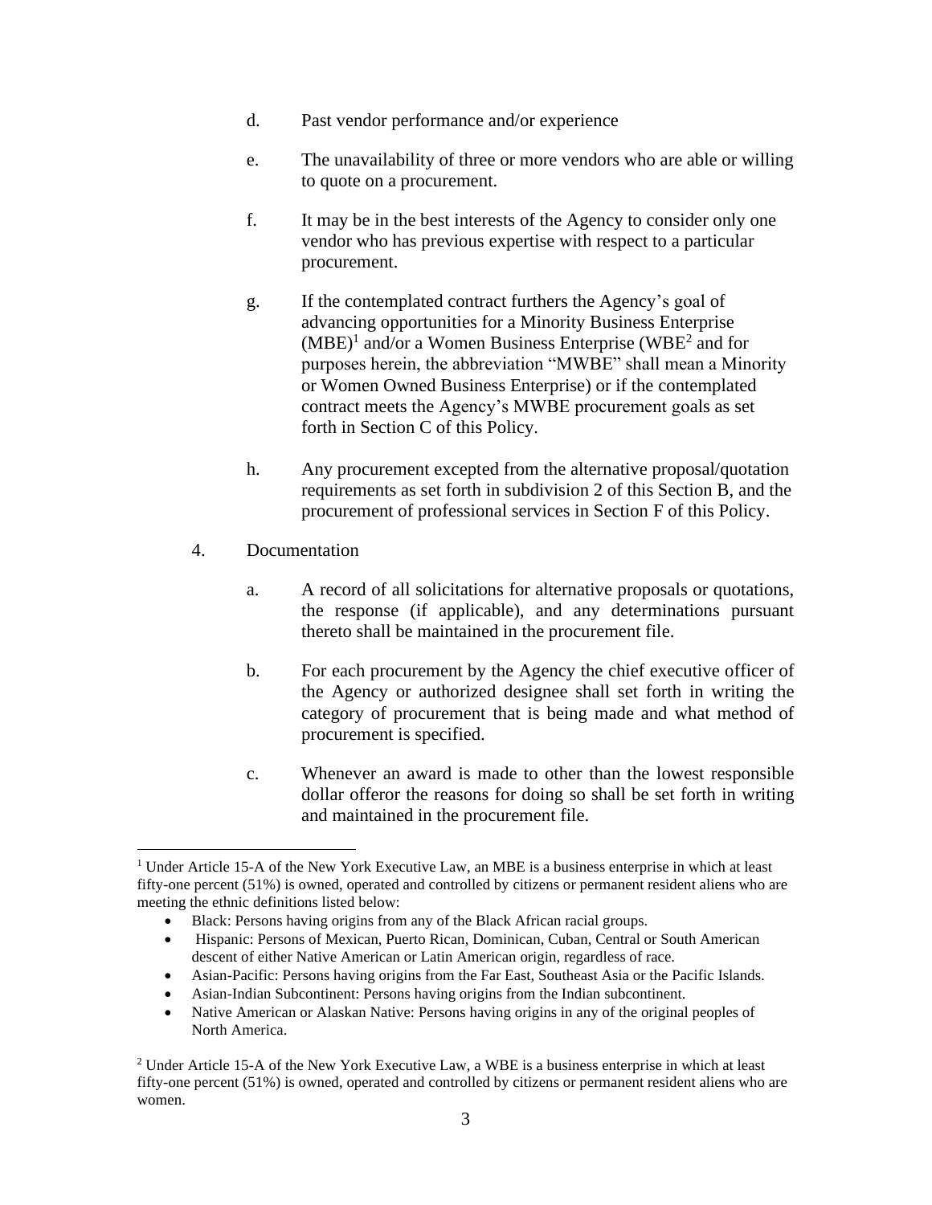d. Past vendor performance and/or experience

e. The unavailability of three or more vendors who are able or willing to quote on a procurement.

f. It may be in the best interests of the Agency to consider only one vendor who has previous expertise with respect to a particular procurement.

g. If the contemplated contract furthers the Agency's goal of advancing opportunities for a Minority Business Enterprise (MBE)[1] and/or a Women Business Enterprise (WBE[2] and for purposes herein, the abbreviation "MWBE" shall mean a Minority or Women Owned Business Enterprise) or if the contemplated contract meets the Agency's MWBE procurement goals as set forth in Section C of this Policy.

h. Any procurement excepted from the alternative proposal/quotation requirements as set forth in subdivision 2 of this Section B, and the procurement of professional services in Section F of this Policy.

4. Documentation

   a. A record of all solicitations for alternative proposals or quotations, the response (if applicable), and any determinations pursuant thereto shall be maintained in the procurement file.

   b. For each procurement by the Agency the chief executive officer of the Agency or authorized designee shall set forth in writing the category of procurement that is being made and what method of procurement is specified.

   c. Whenever an award is made to other than the lowest responsible dollar offeror the reasons for doing so shall be set forth in writing and maintained in the procurement file.

---

[1] Under Article 15-A of the New York Executive Law, an MBE is a business enterprise in which at least fifty-one percent (51%) is owned, operated and controlled by citizens or permanent resident aliens who are meeting the ethnic definitions listed below:

- Black: Persons having origins from any of the Black African racial groups.
- Hispanic: Persons of Mexican, Puerto Rican, Dominican, Cuban, Central or South American descent of either Native American or Latin American origin, regardless of race.
- Asian-Pacific: Persons having origins from the Far East, Southeast Asia or the Pacific Islands.
- Asian-Indian Subcontinent: Persons having origins from the Indian subcontinent.
- Native American or Alaskan Native: Persons having origins in any of the original peoples of North America.

[2] Under Article 15-A of the New York Executive Law, a WBE is a business enterprise in which at least fifty-one percent (51%) is owned, operated and controlled by citizens or permanent resident aliens who are women.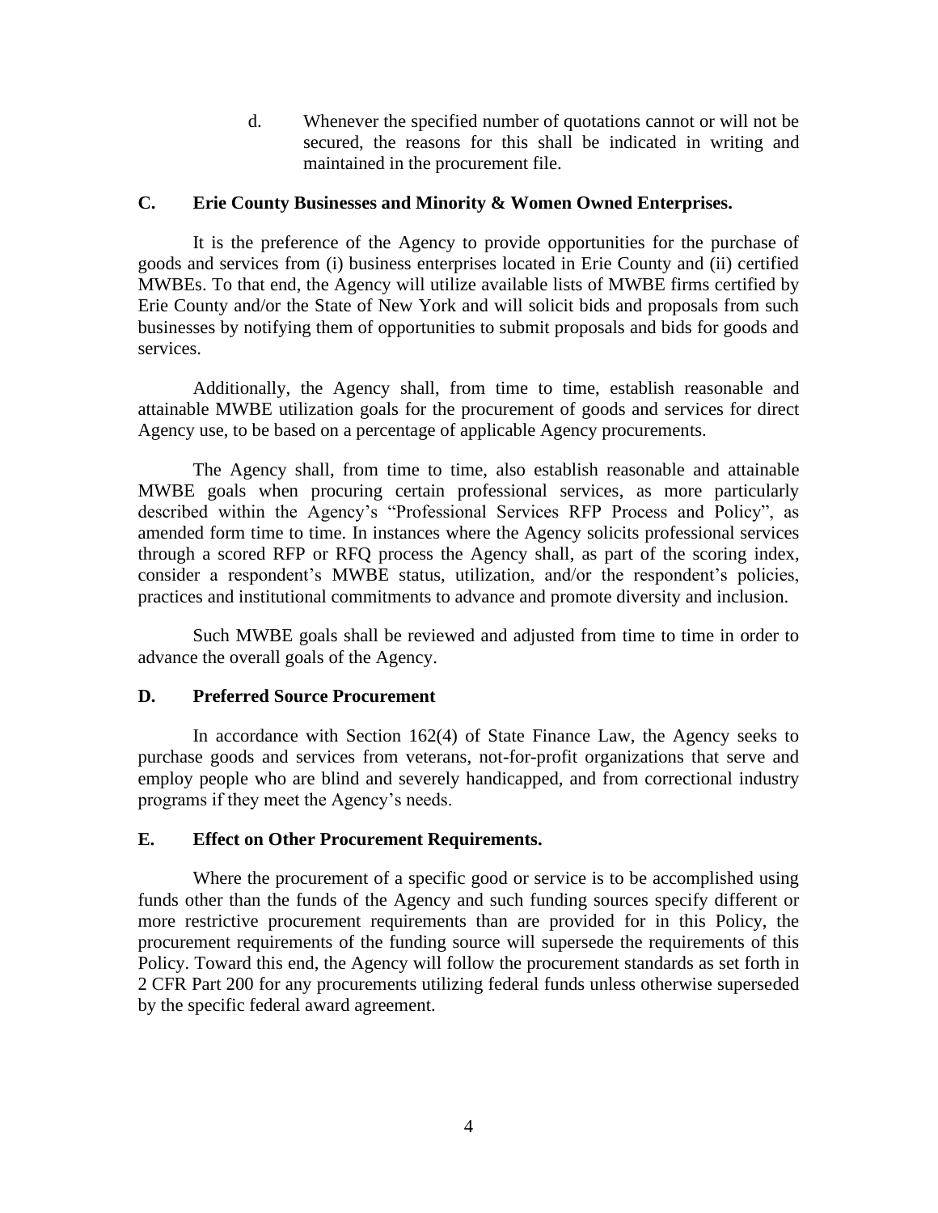d. Whenever the specified number of quotations cannot or will not be secured, the reasons for this shall be indicated in writing and maintained in the procurement file.

### C. Erie County Businesses and Minority & Women Owned Enterprises.

It is the preference of the Agency to provide opportunities for the purchase of goods and services from (i) business enterprises located in Erie County and (ii) certified MWBEs. To that end, the Agency will utilize available lists of MWBE firms certified by Erie County and/or the State of New York and will solicit bids and proposals from such businesses by notifying them of opportunities to submit proposals and bids for goods and services.

Additionally, the Agency shall, from time to time, establish reasonable and attainable MWBE utilization goals for the procurement of goods and services for direct Agency use, to be based on a percentage of applicable Agency procurements.

The Agency shall, from time to time, also establish reasonable and attainable MWBE goals when procuring certain professional services, as more particularly described within the Agency's "Professional Services RFP Process and Policy", as amended form time to time. In instances where the Agency solicits professional services through a scored RFP or RFQ process the Agency shall, as part of the scoring index, consider a respondent's MWBE status, utilization, and/or the respondent's policies, practices and institutional commitments to advance and promote diversity and inclusion.

Such MWBE goals shall be reviewed and adjusted from time to time in order to advance the overall goals of the Agency.

### D. Preferred Source Procurement

In accordance with Section 162(4) of State Finance Law, the Agency seeks to purchase goods and services from veterans, not-for-profit organizations that serve and employ people who are blind and severely handicapped, and from correctional industry programs if they meet the Agency's needs.

### E. Effect on Other Procurement Requirements.

Where the procurement of a specific good or service is to be accomplished using funds other than the funds of the Agency and such funding sources specify different or more restrictive procurement requirements than are provided for in this Policy, the procurement requirements of the funding source will supersede the requirements of this Policy. Toward this end, the Agency will follow the procurement standards as set forth in 2 CFR Part 200 for any procurements utilizing federal funds unless otherwise superseded by the specific federal award agreement.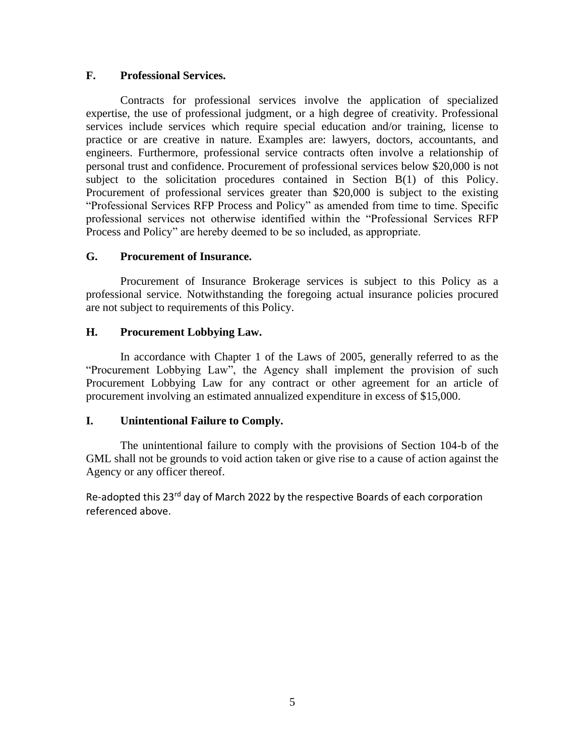### F. Professional Services.

Contracts for professional services involve the application of specialized expertise, the use of professional judgment, or a high degree of creativity. Professional services include services which require special education and/or training, license to practice or are creative in nature. Examples are: lawyers, doctors, accountants, and engineers. Furthermore, professional service contracts often involve a relationship of personal trust and confidence. Procurement of professional services below $20,000 is not subject to the solicitation procedures contained in Section B(1) of this Policy. Procurement of professional services greater than $20,000 is subject to the existing "Professional Services RFP Process and Policy" as amended from time to time. Specific professional services not otherwise identified within the "Professional Services RFP Process and Policy" are hereby deemed to be so included, as appropriate.

### G. Procurement of Insurance.

Procurement of Insurance Brokerage services is subject to this Policy as a professional service. Notwithstanding the foregoing actual insurance policies procured are not subject to requirements of this Policy.

### H. Procurement Lobbying Law.

In accordance with Chapter 1 of the Laws of 2005, generally referred to as the "Procurement Lobbying Law", the Agency shall implement the provision of such Procurement Lobbying Law for any contract or other agreement for an article of procurement involving an estimated annualized expenditure in excess of $15,000.

### I. Unintentional Failure to Comply.

The unintentional failure to comply with the provisions of Section 104-b of the GML shall not be grounds to void action taken or give rise to a cause of action against the Agency or any officer thereof.

Re-adopted this 23rd day of March 2022 by the respective Boards of each corporation referenced above.